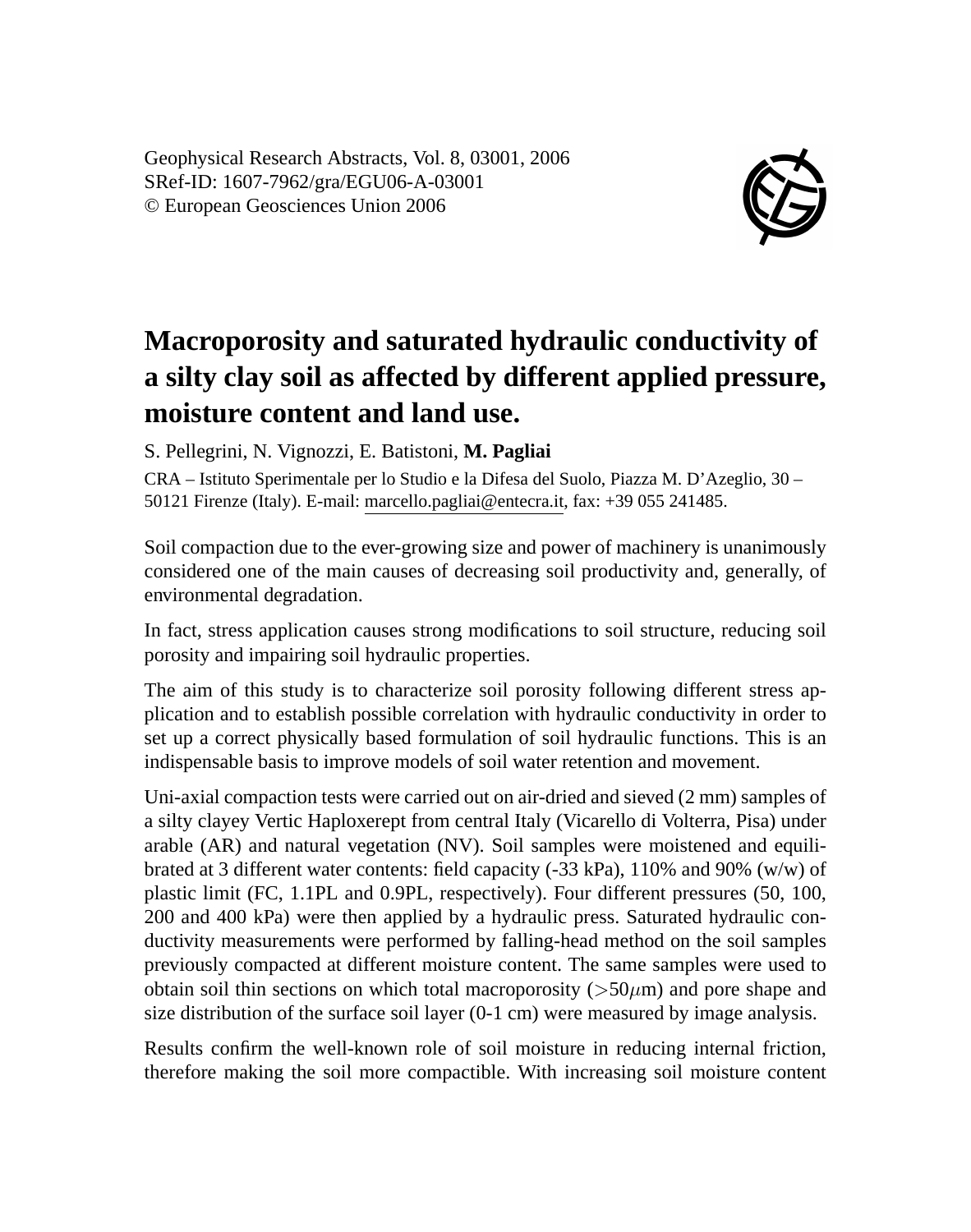Geophysical Research Abstracts, Vol. 8, 03001, 2006
SRef-ID: 1607-7962/gra/EGU06-A-03001
© European Geosciences Union 2006

# Macroporosity and saturated hydraulic conductivity of a silty clay soil as affected by different applied pressure, moisture content and land use.

S. Pellegrini, N. Vignozzi, E. Batistoni, **M. Pagliai**

CRA – Istituto Sperimentale per lo Studio e la Difesa del Suolo, Piazza M. D'Azeglio, 30 – 50121 Firenze (Italy). E-mail: marcello.pagliai@entecra.it, fax: +39 055 241485.

Soil compaction due to the ever-growing size and power of machinery is unanimously considered one of the main causes of decreasing soil productivity and, generally, of environmental degradation.

In fact, stress application causes strong modifications to soil structure, reducing soil porosity and impairing soil hydraulic properties.

The aim of this study is to characterize soil porosity following different stress application and to establish possible correlation with hydraulic conductivity in order to set up a correct physically based formulation of soil hydraulic functions. This is an indispensable basis to improve models of soil water retention and movement.

Uni-axial compaction tests were carried out on air-dried and sieved (2 mm) samples of a silty clayey Vertic Haploxerept from central Italy (Vicarello di Volterra, Pisa) under arable (AR) and natural vegetation (NV). Soil samples were moistened and equilibrated at 3 different water contents: field capacity (-33 kPa), 110% and 90% (w/w) of plastic limit (FC, 1.1PL and 0.9PL, respectively). Four different pressures (50, 100, 200 and 400 kPa) were then applied by a hydraulic press. Saturated hydraulic conductivity measurements were performed by falling-head method on the soil samples previously compacted at different moisture content. The same samples were used to obtain soil thin sections on which total macroporosity ($>50\mu$m) and pore shape and size distribution of the surface soil layer (0-1 cm) were measured by image analysis.

Results confirm the well-known role of soil moisture in reducing internal friction, therefore making the soil more compactible. With increasing soil moisture content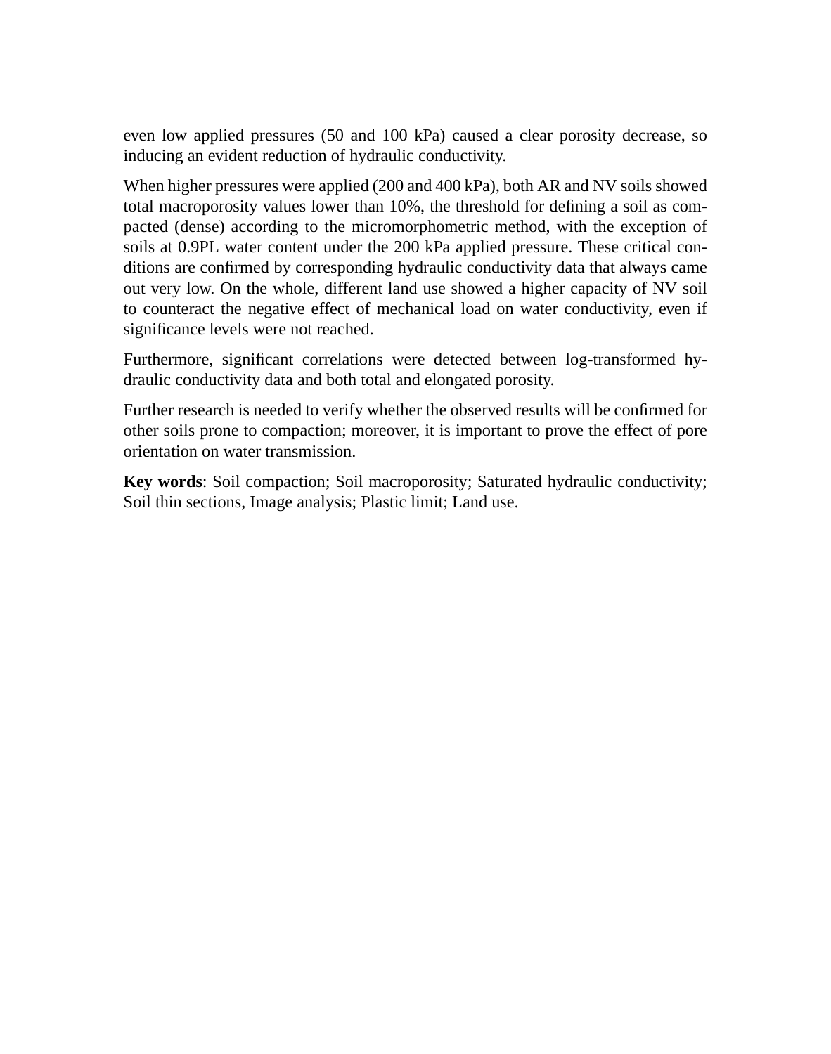even low applied pressures (50 and 100 kPa) caused a clear porosity decrease, so inducing an evident reduction of hydraulic conductivity.

When higher pressures were applied (200 and 400 kPa), both AR and NV soils showed total macroporosity values lower than 10%, the threshold for defining a soil as compacted (dense) according to the micromorphometric method, with the exception of soils at 0.9PL water content under the 200 kPa applied pressure. These critical conditions are confirmed by corresponding hydraulic conductivity data that always came out very low. On the whole, different land use showed a higher capacity of NV soil to counteract the negative effect of mechanical load on water conductivity, even if significance levels were not reached.

Furthermore, significant correlations were detected between log-transformed hydraulic conductivity data and both total and elongated porosity.

Further research is needed to verify whether the observed results will be confirmed for other soils prone to compaction; moreover, it is important to prove the effect of pore orientation on water transmission.

**Key words**: Soil compaction; Soil macroporosity; Saturated hydraulic conductivity; Soil thin sections, Image analysis; Plastic limit; Land use.